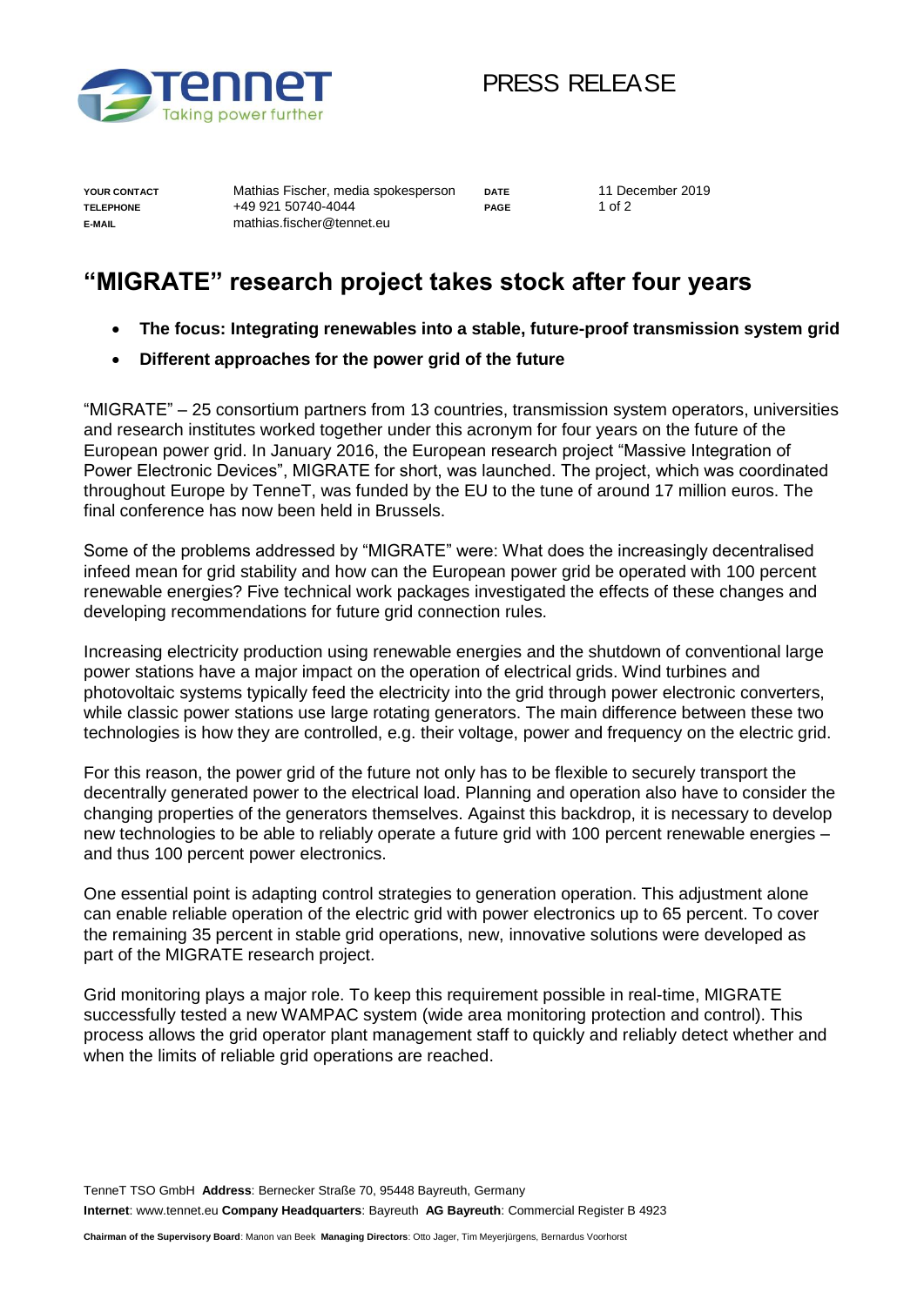PRESS RELEASE

| | | | |
|---|---|---|---|
| **YOUR CONTACT** | Mathias Fischer, media spokesperson | **DATE** | 11 December 2019 |
| **TELEPHONE** | +49 921 50740-4044 | | |
| **E-MAIL** | mathias.fischer@tennet.eu | | |

# "MIGRATE" research project takes stock after four years

- **The focus: Integrating renewables into a stable, future-proof transmission system grid**
- **Different approaches for the power grid of the future**

"MIGRATE" – 25 consortium partners from 13 countries, transmission system operators, universities and research institutes worked together under this acronym for four years on the future of the European power grid. In January 2016, the European research project "Massive Integration of Power Electronic Devices", MIGRATE for short, was launched. The project, which was coordinated throughout Europe by TenneT, was funded by the EU to the tune of around 17 million euros. The final conference has now been held in Brussels.

Some of the problems addressed by "MIGRATE" were: What does the increasingly decentralised infeed mean for grid stability and how can the European power grid be operated with 100 percent renewable energies? Five technical work packages investigated the effects of these changes and developing recommendations for future grid connection rules.

Increasing electricity production using renewable energies and the shutdown of conventional large power stations have a major impact on the operation of electrical grids. Wind turbines and photovoltaic systems typically feed the electricity into the grid through power electronic converters, while classic power stations use large rotating generators. The main difference between these two technologies is how they are controlled, e.g. their voltage, power and frequency on the electric grid.

For this reason, the power grid of the future not only has to be flexible to securely transport the decentrally generated power to the electrical load. Planning and operation also have to consider the changing properties of the generators themselves. Against this backdrop, it is necessary to develop new technologies to be able to reliably operate a future grid with 100 percent renewable energies – and thus 100 percent power electronics.

One essential point is adapting control strategies to generation operation. This adjustment alone can enable reliable operation of the electric grid with power electronics up to 65 percent. To cover the remaining 35 percent in stable grid operations, new, innovative solutions were developed as part of the MIGRATE research project.

Grid monitoring plays a major role. To keep this requirement possible in real-time, MIGRATE successfully tested a new WAMPAC system (wide area monitoring protection and control). This process allows the grid operator plant management staff to quickly and reliably detect whether and when the limits of reliable grid operations are reached.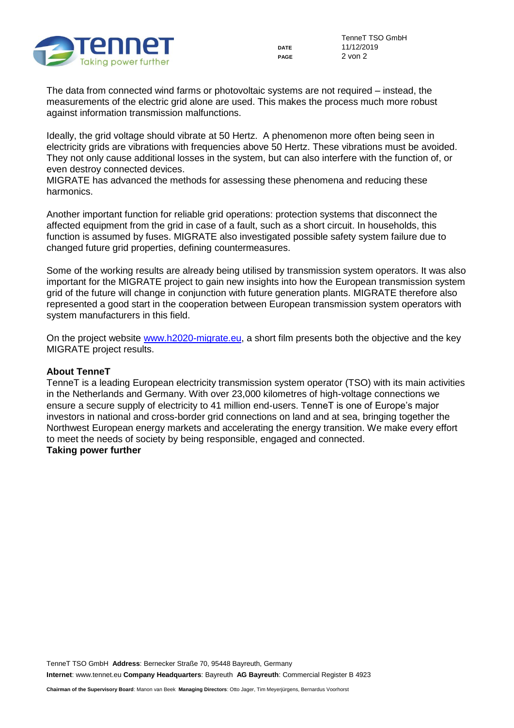The data from connected wind farms or photovoltaic systems are not required – instead, the measurements of the electric grid alone are used. This makes the process much more robust against information transmission malfunctions.

Ideally, the grid voltage should vibrate at 50 Hertz. A phenomenon more often being seen in electricity grids are vibrations with frequencies above 50 Hertz. These vibrations must be avoided. They not only cause additional losses in the system, but can also interfere with the function of, or even destroy connected devices.
MIGRATE has advanced the methods for assessing these phenomena and reducing these harmonics.

Another important function for reliable grid operations: protection systems that disconnect the affected equipment from the grid in case of a fault, such as a short circuit. In households, this function is assumed by fuses. MIGRATE also investigated possible safety system failure due to changed future grid properties, defining countermeasures.

Some of the working results are already being utilised by transmission system operators. It was also important for the MIGRATE project to gain new insights into how the European transmission system grid of the future will change in conjunction with future generation plants. MIGRATE therefore also represented a good start in the cooperation between European transmission system operators with system manufacturers in this field.

On the project website [www.h2020-migrate.eu](http://www.h2020-migrate.eu), a short film presents both the objective and the key MIGRATE project results.

**About TenneT**
TenneT is a leading European electricity transmission system operator (TSO) with its main activities in the Netherlands and Germany. With over 23,000 kilometres of high-voltage connections we ensure a secure supply of electricity to 41 million end-users. TenneT is one of Europe's major investors in national and cross-border grid connections on land and at sea, bringing together the Northwest European energy markets and accelerating the energy transition. We make every effort to meet the needs of society by being responsible, engaged and connected.
**Taking power further**